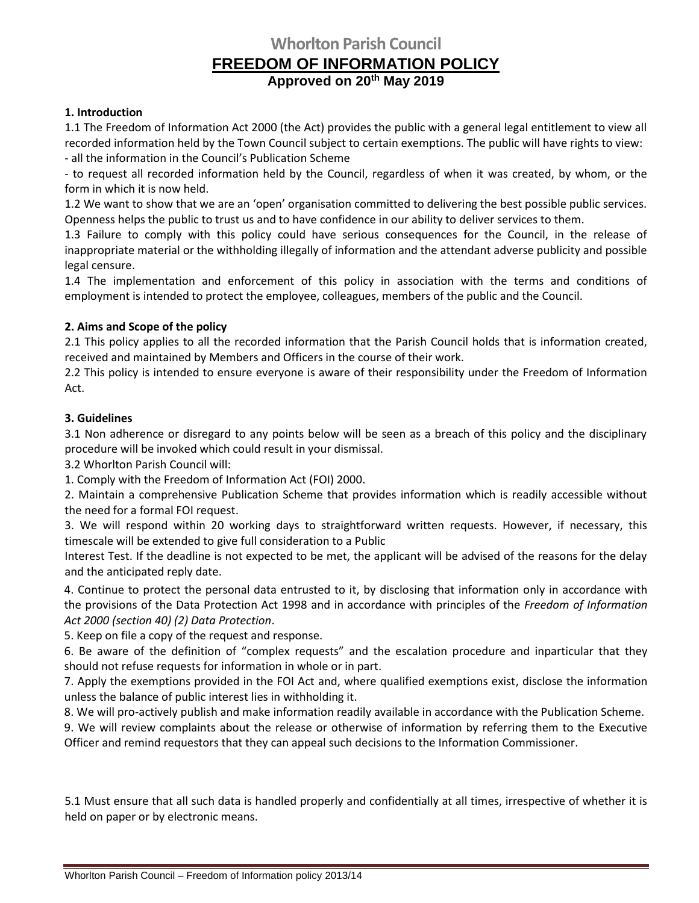# Whorlton Parish Council

## FREEDOM OF INFORMATION POLICY

### Approved on 20th May 2019

**1. Introduction**

1.1 The Freedom of Information Act 2000 (the Act) provides the public with a general legal entitlement to view all recorded information held by the Town Council subject to certain exemptions. The public will have rights to view:

- all the information in the Council's Publication Scheme
- to request all recorded information held by the Council, regardless of when it was created, by whom, or the form in which it is now held.

1.2 We want to show that we are an 'open' organisation committed to delivering the best possible public services. Openness helps the public to trust us and to have confidence in our ability to deliver services to them.

1.3 Failure to comply with this policy could have serious consequences for the Council, in the release of inappropriate material or the withholding illegally of information and the attendant adverse publicity and possible legal censure.

1.4 The implementation and enforcement of this policy in association with the terms and conditions of employment is intended to protect the employee, colleagues, members of the public and the Council.

**2. Aims and Scope of the policy**

2.1 This policy applies to all the recorded information that the Parish Council holds that is information created, received and maintained by Members and Officers in the course of their work.

2.2 This policy is intended to ensure everyone is aware of their responsibility under the Freedom of Information Act.

**3. Guidelines**

3.1 Non adherence or disregard to any points below will be seen as a breach of this policy and the disciplinary procedure will be invoked which could result in your dismissal.

3.2 Whorlton Parish Council will:

1. Comply with the Freedom of Information Act (FOI) 2000.
2. Maintain a comprehensive Publication Scheme that provides information which is readily accessible without the need for a formal FOI request.
3. We will respond within 20 working days to straightforward written requests. However, if necessary, this timescale will be extended to give full consideration to a Public Interest Test. If the deadline is not expected to be met, the applicant will be advised of the reasons for the delay and the anticipated reply date.
4. Continue to protect the personal data entrusted to it, by disclosing that information only in accordance with the provisions of the Data Protection Act 1998 and in accordance with principles of the *Freedom of Information Act 2000 (section 40) (2) Data Protection*.
5. Keep on file a copy of the request and response.
6. Be aware of the definition of "complex requests" and the escalation procedure and inparticular that they should not refuse requests for information in whole or in part.
7. Apply the exemptions provided in the FOI Act and, where qualified exemptions exist, disclose the information unless the balance of public interest lies in withholding it.
8. We will pro-actively publish and make information readily available in accordance with the Publication Scheme.
9. We will review complaints about the release or otherwise of information by referring them to the Executive Officer and remind requestors that they can appeal such decisions to the Information Commissioner.

5.1 Must ensure that all such data is handled properly and confidentially at all times, irrespective of whether it is held on paper or by electronic means.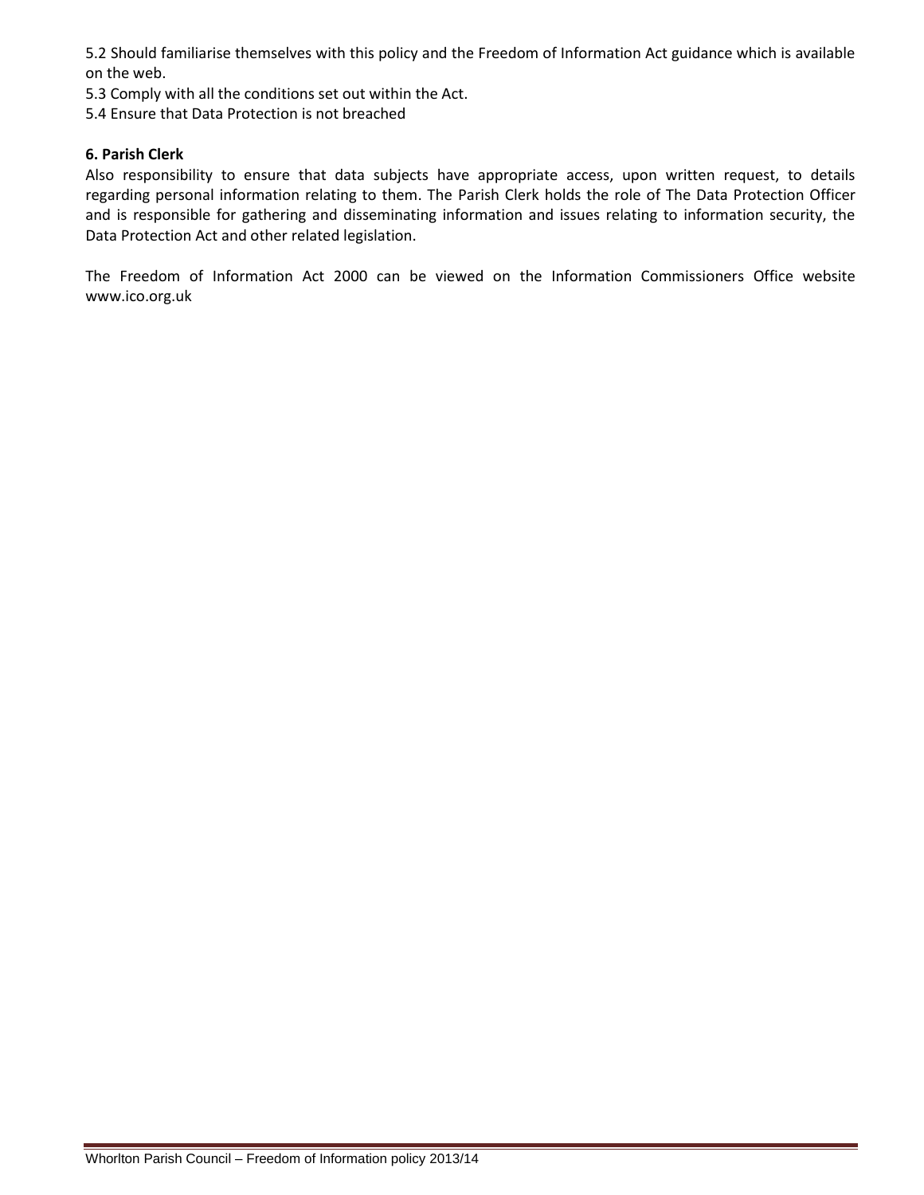5.2 Should familiarise themselves with this policy and the Freedom of Information Act guidance which is available on the web.

5.3 Comply with all the conditions set out within the Act.

5.4 Ensure that Data Protection is not breached

**6. Parish Clerk**

Also responsibility to ensure that data subjects have appropriate access, upon written request, to details regarding personal information relating to them. The Parish Clerk holds the role of The Data Protection Officer and is responsible for gathering and disseminating information and issues relating to information security, the Data Protection Act and other related legislation.

The Freedom of Information Act 2000 can be viewed on the Information Commissioners Office website www.ico.org.uk